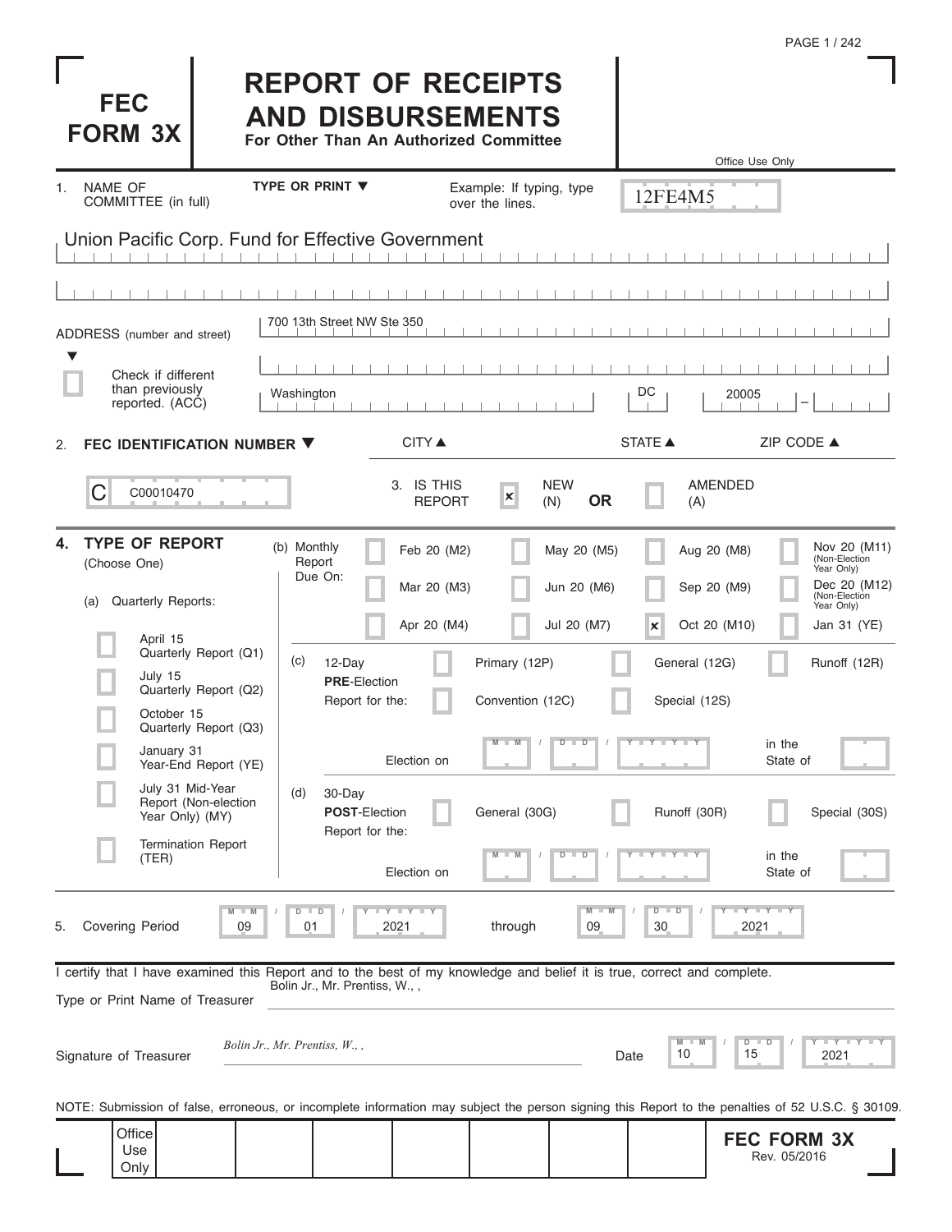# FEC FORM 3X

## REPORT OF RECEIPTS AND DISBURSEMENTS

**For Other Than An Authorized Committee**

Office Use Only

12FE4M5

1. NAME OF COMMITTEE (in full) — TYPE OR PRINT ▼ — Example: If typing, type over the lines.

Union Pacific Corp. Fund for Effective Government

ADDRESS (number and street) ▼

700 13th Street NW Ste 350

☐ Check if different than previously reported. (ACC)

| CITY ▲ | STATE ▲ | ZIP CODE ▲ |
|---|---|---|
| Washington | DC | 20005 |

2. **FEC IDENTIFICATION NUMBER ▼**

C00010470

3. IS THIS REPORT — [x] NEW (N) **OR** ☐ AMENDED (A)

4. **TYPE OF REPORT** (Choose One)

(a) Quarterly Reports:

- ☐ April 15 Quarterly Report (Q1)
- ☐ July 15 Quarterly Report (Q2)
- ☐ October 15 Quarterly Report (Q3)
- ☐ January 31 Year-End Report (YE)
- ☐ July 31 Mid-Year Report (Non-election Year Only) (MY)
- ☐ Termination Report (TER)

(b) Monthly Report Due On:

- ☐ Feb 20 (M2)
- ☐ Mar 20 (M3)
- ☐ Apr 20 (M4)
- ☐ May 20 (M5)
- ☐ Jun 20 (M6)
- ☐ Jul 20 (M7)
- ☐ Aug 20 (M8)
- ☐ Sep 20 (M9)
- [x] Oct 20 (M10)
- ☐ Nov 20 (M11) (Non-Election Year Only)
- ☐ Dec 20 (M12) (Non-Election Year Only)
- ☐ Jan 31 (YE)

(c) 12-Day **PRE**-Election Report for the:

- ☐ Primary (12P)
- ☐ General (12G)
- ☐ Runoff (12R)
- ☐ Convention (12C)
- ☐ Special (12S)

Election on MM / DD / YYYY in the State of ____

(d) 30-Day **POST**-Election Report for the:

- ☐ General (30G)
- ☐ Runoff (30R)
- ☐ Special (30S)

Election on MM / DD / YYYY in the State of ____

5. Covering Period 09 / 01 / 2021 through 09 / 30 / 2021

I certify that I have examined this Report and to the best of my knowledge and belief it is true, correct and complete.

Type or Print Name of Treasurer: Bolin Jr., Mr. Prentiss, W., ,

Signature of Treasurer: *Bolin Jr., Mr. Prentiss, W., ,*

Date: 10 / 15 / 2021

NOTE: Submission of false, erroneous, or incomplete information may subject the person signing this Report to the penalties of 52 U.S.C. § 30109.

Office Use Only

**FEC FORM 3X**
Rev. 05/2016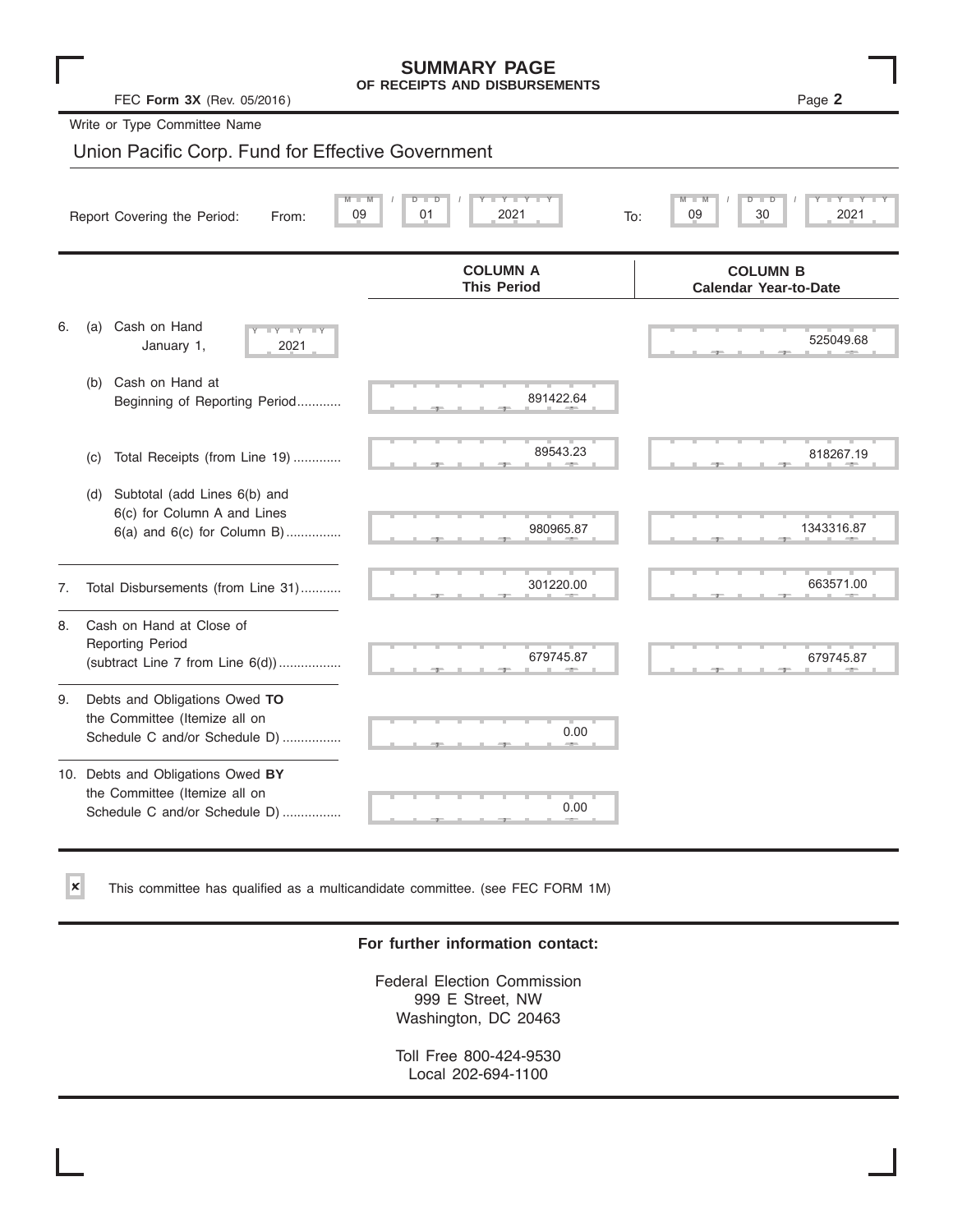# SUMMARY PAGE
## OF RECEIPTS AND DISBURSEMENTS

FEC **Form 3X** (Rev. 05/2016)

Write or Type Committee Name

Union Pacific Corp. Fund for Effective Government

Report Covering the Period: From: 09 / 01 / 2021 To: 09 / 30 / 2021

| | COLUMN A This Period | COLUMN B Calendar Year-to-Date |
|---|---|---|
| 6. (a) Cash on Hand January 1, 2021 | | 525049.68 |
| (b) Cash on Hand at Beginning of Reporting Period | 891422.64 | |
| (c) Total Receipts (from Line 19) | 89543.23 | 818267.19 |
| (d) Subtotal (add Lines 6(b) and 6(c) for Column A and Lines 6(a) and 6(c) for Column B) | 980965.87 | 1343316.87 |
| 7. Total Disbursements (from Line 31) | 301220.00 | 663571.00 |
| 8. Cash on Hand at Close of Reporting Period (subtract Line 7 from Line 6(d)) | 679745.87 | 679745.87 |
| 9. Debts and Obligations Owed **TO** the Committee (Itemize all on Schedule C and/or Schedule D) | 0.00 | |
| 10. Debts and Obligations Owed **BY** the Committee (Itemize all on Schedule C and/or Schedule D) | 0.00 | |

☒ This committee has qualified as a multicandidate committee. (see FEC FORM 1M)

**For further information contact:**

Federal Election Commission
999 E Street, NW
Washington, DC 20463

Toll Free 800-424-9530
Local 202-694-1100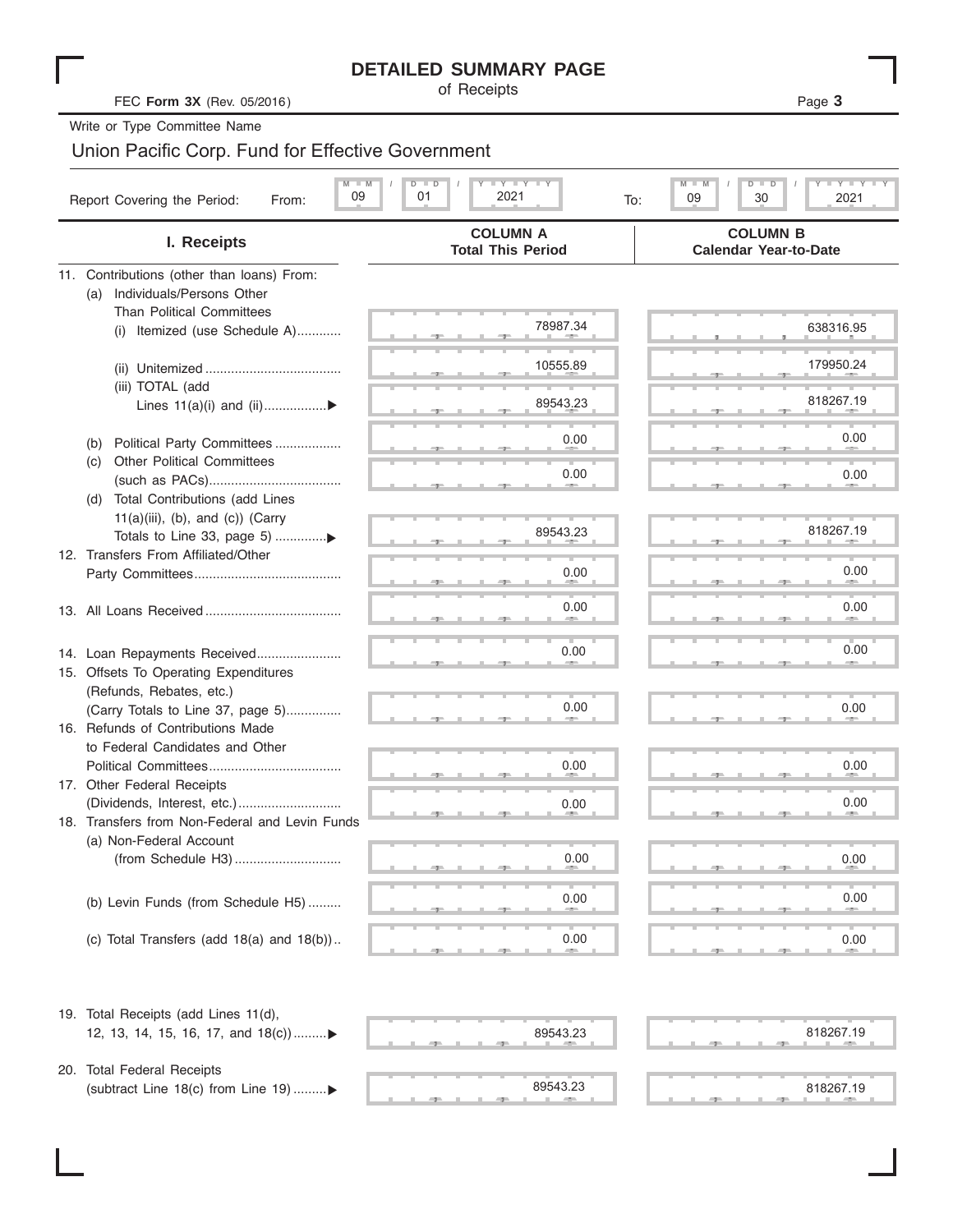# DETAILED SUMMARY PAGE

of Receipts

FEC **Form 3X** (Rev. 05/2016)

Write or Type Committee Name

Union Pacific Corp. Fund for Effective Government

Report Covering the Period: From: 09 / 01 / 2021 To: 09 / 30 / 2021

| I. Receipts | COLUMN A Total This Period | COLUMN B Calendar Year-to-Date |
|---|---|---|
| 11. Contributions (other than loans) From: | | |
| (a) Individuals/Persons Other Than Political Committees | | |
| (i) Itemized (use Schedule A)............ | 78987.34 | 638316.95 |
| (ii) Unitemized .................................... | 10555.89 | 179950.24 |
| (iii) TOTAL (add Lines 11(a)(i) and (ii)................▶ | 89543.23 | 818267.19 |
| (b) Political Party Committees .................. | 0.00 | 0.00 |
| (c) Other Political Committees (such as PACs).................................... | 0.00 | 0.00 |
| (d) Total Contributions (add Lines 11(a)(iii), (b), and (c)) (Carry Totals to Line 33, page 5) .............▶ | 89543.23 | 818267.19 |
| 12. Transfers From Affiliated/Other Party Committees........................................ | 0.00 | 0.00 |
| 13. All Loans Received .................................... | 0.00 | 0.00 |
| 14. Loan Repayments Received....................... | 0.00 | 0.00 |
| 15. Offsets To Operating Expenditures (Refunds, Rebates, etc.) (Carry Totals to Line 37, page 5)............... | 0.00 | 0.00 |
| 16. Refunds of Contributions Made to Federal Candidates and Other Political Committees.................................... | 0.00 | 0.00 |
| 17. Other Federal Receipts (Dividends, Interest, etc.)............................ | 0.00 | 0.00 |
| 18. Transfers from Non-Federal and Levin Funds | | |
| (a) Non-Federal Account (from Schedule H3)............................. | 0.00 | 0.00 |
| (b) Levin Funds (from Schedule H5) ......... | 0.00 | 0.00 |
| (c) Total Transfers (add 18(a) and 18(b)).. | 0.00 | 0.00 |
| 19. Total Receipts (add Lines 11(d), 12, 13, 14, 15, 16, 17, and 18(c)).........▶ | 89543.23 | 818267.19 |
| 20. Total Federal Receipts (subtract Line 18(c) from Line 19) .........▶ | 89543.23 | 818267.19 |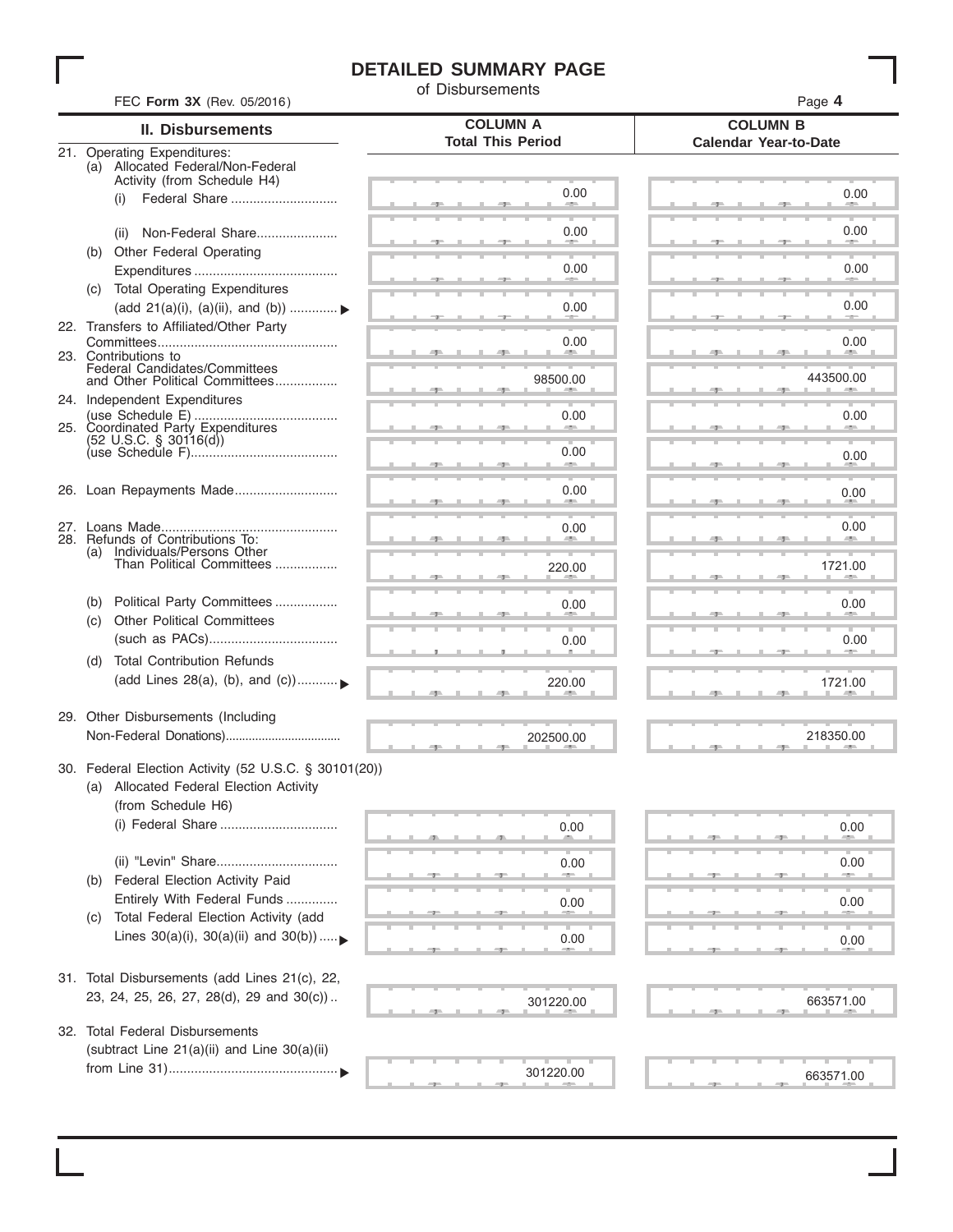# DETAILED SUMMARY PAGE

of Disbursements

FEC **Form 3X** (Rev. 05/2016)

| **II. Disbursements** | **COLUMN A** **Total This Period** | **COLUMN B** **Calendar Year-to-Date** |
|---|---|---|
| 21. Operating Expenditures: | | |
| (a) Allocated Federal/Non-Federal Activity (from Schedule H4) | | |
| (i) Federal Share | 0.00 | 0.00 |
| (ii) Non-Federal Share | 0.00 | 0.00 |
| (b) Other Federal Operating Expenditures | 0.00 | 0.00 |
| (c) Total Operating Expenditures (add 21(a)(i), (a)(ii), and (b)) ▶ | 0.00 | 0.00 |
| 22. Transfers to Affiliated/Other Party Committees | 0.00 | 0.00 |
| 23. Contributions to Federal Candidates/Committees and Other Political Committees | 98500.00 | 443500.00 |
| 24. Independent Expenditures (use Schedule E) | 0.00 | 0.00 |
| 25. Coordinated Party Expenditures (52 U.S.C. § 30116(d)) (use Schedule F) | 0.00 | 0.00 |
| 26. Loan Repayments Made | 0.00 | 0.00 |
| 27. Loans Made | 0.00 | 0.00 |
| 28. Refunds of Contributions To: | | |
| (a) Individuals/Persons Other Than Political Committees | 220.00 | 1721.00 |
| (b) Political Party Committees | 0.00 | 0.00 |
| (c) Other Political Committees (such as PACs) | 0.00 | 0.00 |
| (d) Total Contribution Refunds (add Lines 28(a), (b), and (c)) ▶ | 220.00 | 1721.00 |
| 29. Other Disbursements (Including Non-Federal Donations) | 202500.00 | 218350.00 |
| 30. Federal Election Activity (52 U.S.C. § 30101(20)) | | |
| (a) Allocated Federal Election Activity (from Schedule H6) | | |
| (i) Federal Share | 0.00 | 0.00 |
| (ii) "Levin" Share | 0.00 | 0.00 |
| (b) Federal Election Activity Paid Entirely With Federal Funds | 0.00 | 0.00 |
| (c) Total Federal Election Activity (add Lines 30(a)(i), 30(a)(ii) and 30(b)) ▶ | 0.00 | 0.00 |
| 31. Total Disbursements (add Lines 21(c), 22, 23, 24, 25, 26, 27, 28(d), 29 and 30(c)) | 301220.00 | 663571.00 |
| 32. Total Federal Disbursements (subtract Line 21(a)(ii) and Line 30(a)(ii) from Line 31) ▶ | 301220.00 | 663571.00 |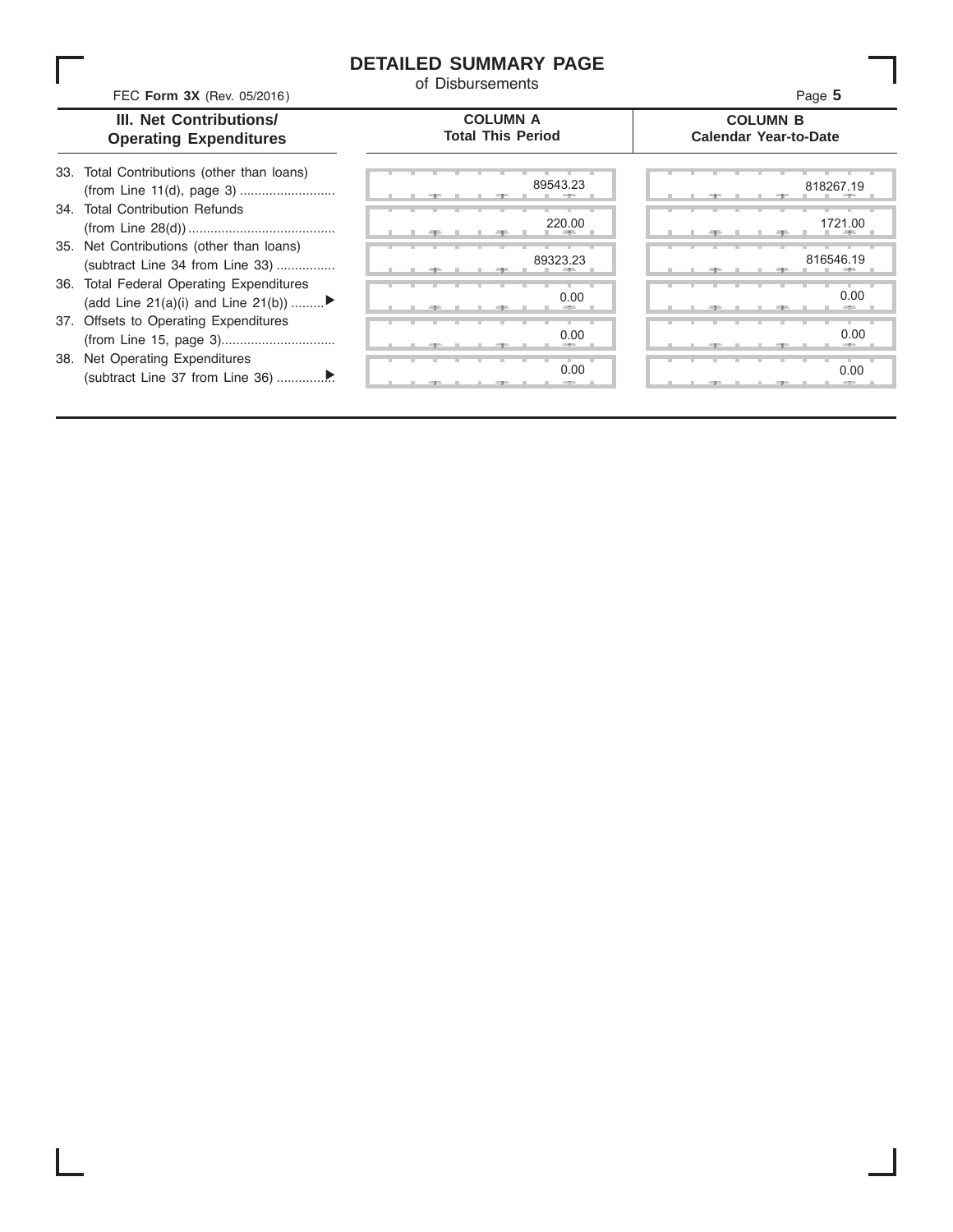# DETAILED SUMMARY PAGE

of Disbursements

FEC **Form 3X** (Rev. 05/2016)

| III. Net Contributions/ Operating Expenditures | COLUMN A Total This Period | COLUMN B Calendar Year-to-Date |
|---|---|---|
| 33. Total Contributions (other than loans) (from Line 11(d), page 3) | 89543.23 | 818267.19 |
| 34. Total Contribution Refunds (from Line 28(d)) | 220.00 | 1721.00 |
| 35. Net Contributions (other than loans) (subtract Line 34 from Line 33) | 89323.23 | 816546.19 |
| 36. Total Federal Operating Expenditures (add Line 21(a)(i) and Line 21(b)) ▶ | 0.00 | 0.00 |
| 37. Offsets to Operating Expenditures (from Line 15, page 3) | 0.00 | 0.00 |
| 38. Net Operating Expenditures (subtract Line 37 from Line 36) ▶ | 0.00 | 0.00 |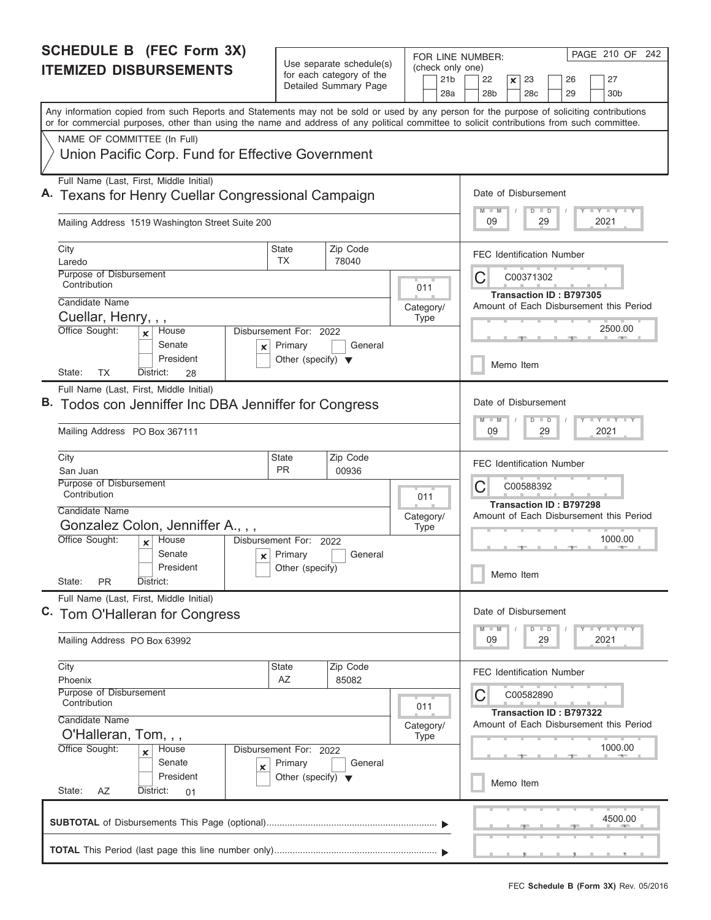# SCHEDULE B (FEC Form 3X)
# ITEMIZED DISBURSEMENTS

Use separate schedule(s) for each category of the Detailed Summary Page

FOR LINE NUMBER: (check only one)

21b | 22 | **x** 23 | 26 | 27
28a | 28b | 28c | 29 | 30b

PAGE 210 OF 242

Any information copied from such Reports and Statements may not be sold or used by any person for the purpose of soliciting contributions or for commercial purposes, other than using the name and address of any political committee to solicit contributions from such committee.

NAME OF COMMITTEE (In Full)

Union Pacific Corp. Fund for Effective Government

---

**A.** Full Name (Last, First, Middle Initial)
Texans for Henry Cuellar Congressional Campaign

Mailing Address 1519 Washington Street Suite 200

City: Laredo | State: TX | Zip Code: 78040

Purpose of Disbursement: Contribution

Category/Type: 011

Candidate Name: Cuellar, Henry, , ,

Office Sought: [x] House [ ] Senate [ ] President

State: TX District: 28

Disbursement For: 2022 [x] Primary [ ] General [ ] Other (specify)

Date of Disbursement: 09 / 29 / 2021

FEC Identification Number: C00371302

Transaction ID : B797305

Amount of Each Disbursement this Period: 2500.00

[ ] Memo Item

---

**B.** Full Name (Last, First, Middle Initial)
Todos con Jenniffer Inc DBA Jenniffer for Congress

Mailing Address PO Box 367111

City: San Juan | State: PR | Zip Code: 00936

Purpose of Disbursement: Contribution

Category/Type: 011

Candidate Name: Gonzalez Colon, Jenniffer A., , ,

Office Sought: [x] House [ ] Senate [ ] President

State: PR District:

Disbursement For: 2022 [x] Primary [ ] General [ ] Other (specify)

Date of Disbursement: 09 / 29 / 2021

FEC Identification Number: C00588392

Transaction ID : B797298

Amount of Each Disbursement this Period: 1000.00

[ ] Memo Item

---

**C.** Full Name (Last, First, Middle Initial)
Tom O'Halleran for Congress

Mailing Address PO Box 63992

City: Phoenix | State: AZ | Zip Code: 85082

Purpose of Disbursement: Contribution

Category/Type: 011

Candidate Name: O'Halleran, Tom, , ,

Office Sought: [x] House [ ] Senate [ ] President

State: AZ District: 01

Disbursement For: 2022 [x] Primary [ ] General [ ] Other (specify)

Date of Disbursement: 09 / 29 / 2021

FEC Identification Number: C00582890

Transaction ID : B797322

Amount of Each Disbursement this Period: 1000.00

[ ] Memo Item

---

**SUBTOTAL** of Disbursements This Page (optional): 4500.00

**TOTAL** This Period (last page this line number only):

FEC **Schedule B (Form 3X)** Rev. 05/2016